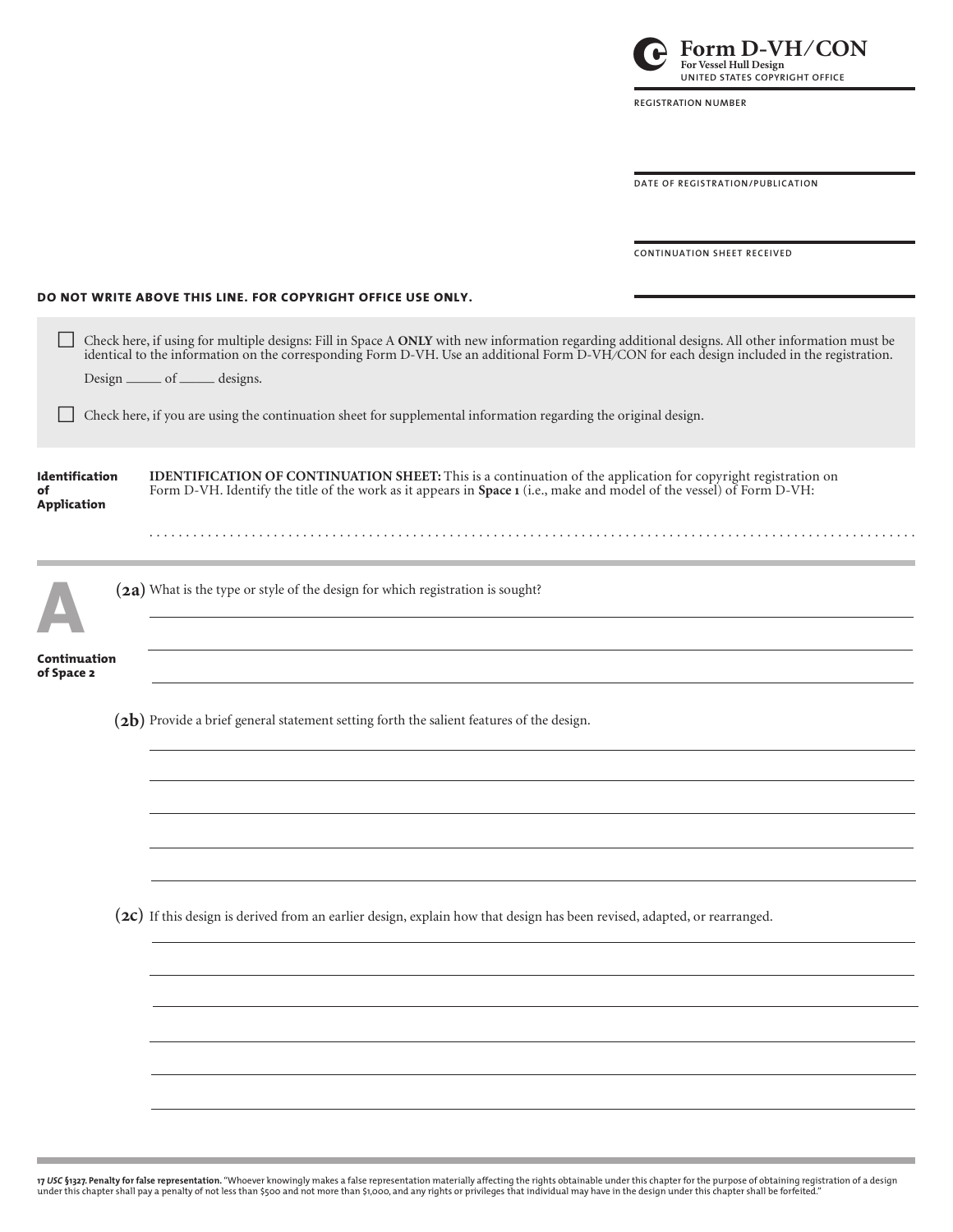# Form D-VH/CON

**For Vessel Hull Design**

UNITED STATES COPYRIGHT OFFICE

REGISTRATION NUMBER

DATE OF REGISTRATION/PUBLICATION

CONTINUATION SHEET RECEIVED

**DO NOT WRITE ABOVE THIS LINE. FOR COPYRIGHT OFFICE USE ONLY.**

☐ Check here, if using for multiple designs: Fill in Space A **ONLY** with new information regarding additional designs. All other information must be identical to the information on the corresponding Form D-VH. Use an additional Form D-VH/CON for each design included in the registration.

Design _____ of _____ designs.

☐ Check here, if you are using the continuation sheet for supplemental information regarding the original design.

**Identification of Application**

**IDENTIFICATION OF CONTINUATION SHEET:** This is a continuation of the application for copyright registration on Form D-VH. Identify the title of the work as it appears in **Space 1** (i.e., make and model of the vessel) of Form D-VH:

. . . . . . . . . . . . . . . . . . . . . . . . . . . . . . . . . . . . . . . . . . . . . . . . . . . . . . . . . . . . . . . . . . . . . . . . . . . . . . . .

## A

**Continuation of Space 2**

**(2a)** What is the type or style of the design for which registration is sought?

______________________________________________________________________

______________________________________________________________________

______________________________________________________________________

**(2b)** Provide a brief general statement setting forth the salient features of the design.

______________________________________________________________________

______________________________________________________________________

______________________________________________________________________

______________________________________________________________________

______________________________________________________________________

**(2c)** If this design is derived from an earlier design, explain how that design has been revised, adapted, or rearranged.

______________________________________________________________________

______________________________________________________________________

______________________________________________________________________

______________________________________________________________________

______________________________________________________________________

______________________________________________________________________

**17 *USC* §1327. Penalty for false representation.** "Whoever knowingly makes a false representation materially affecting the rights obtainable under this chapter for the purpose of obtaining registration of a design under this chapter shall pay a penalty of not less than $500 and not more than $1,000, and any rights or privileges that individual may have in the design under this chapter shall be forfeited."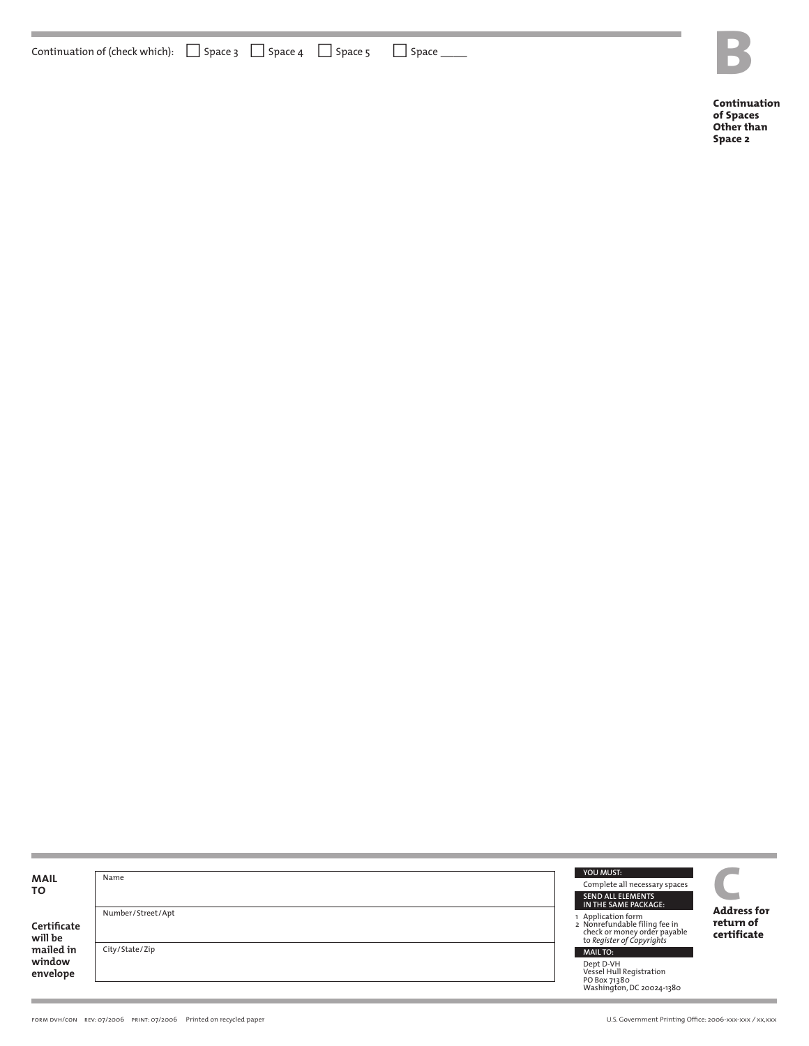Continuation of (check which): ☐ Space 3 ☐ Space 4 ☐ Space 5 ☐ Space _____

# B

**Continuation of Spaces Other than Space 2**

---

**MAIL TO**

**Certificate will be mailed in window envelope**

Name

Number/Street/Apt

City/State/Zip

**YOU MUST:**

Complete all necessary spaces

**SEND ALL ELEMENTS IN THE SAME PACKAGE:**

1. Application form
2. Nonrefundable filing fee in check or money order payable to *Register of Copyrights*

**MAIL TO:**

Dept D-VH
Vessel Hull Registration
PO Box 71380
Washington, DC 20024-1380

# C

**Address for return of certificate**

form dvh/con rev: 07/2006 print: 07/2006 Printed on recycled paper

U.S. Government Printing Office: 2006-xxx-xxx / xx,xxx